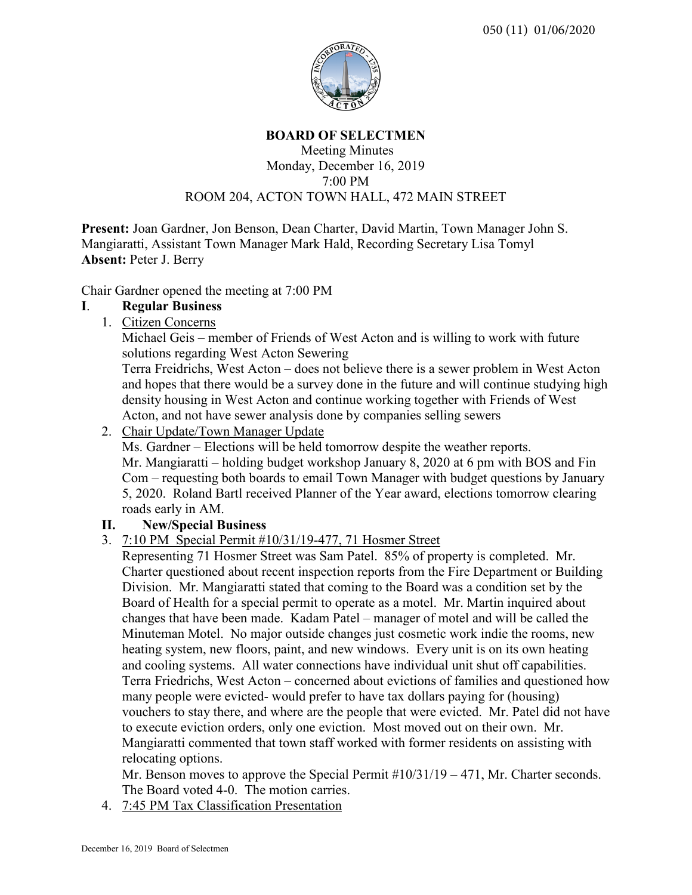050 (11) 01/06/2020

**BOARD OF SELECTMEN**

Meeting Minutes
Monday, December 16, 2019
7:00 PM
ROOM 204, ACTON TOWN HALL, 472 MAIN STREET

**Present:** Joan Gardner, Jon Benson, Dean Charter, David Martin, Town Manager John S. Mangiaratti, Assistant Town Manager Mark Hald, Recording Secretary Lisa Tomyl
**Absent:** Peter J. Berry

Chair Gardner opened the meeting at 7:00 PM

**I**. **Regular Business**

1. Citizen Concerns

   Michael Geis – member of Friends of West Acton and is willing to work with future solutions regarding West Acton Sewering

   Terra Freidrichs, West Acton – does not believe there is a sewer problem in West Acton and hopes that there would be a survey done in the future and will continue studying high density housing in West Acton and continue working together with Friends of West Acton, and not have sewer analysis done by companies selling sewers

2. Chair Update/Town Manager Update

   Ms. Gardner – Elections will be held tomorrow despite the weather reports.
   Mr. Mangiaratti – holding budget workshop January 8, 2020 at 6 pm with BOS and Fin Com – requesting both boards to email Town Manager with budget questions by January 5, 2020. Roland Bartl received Planner of the Year award, elections tomorrow clearing roads early in AM.

**II.** **New/Special Business**

3. 7:10 PM Special Permit #10/31/19-477, 71 Hosmer Street

   Representing 71 Hosmer Street was Sam Patel. 85% of property is completed. Mr. Charter questioned about recent inspection reports from the Fire Department or Building Division. Mr. Mangiaratti stated that coming to the Board was a condition set by the Board of Health for a special permit to operate as a motel. Mr. Martin inquired about changes that have been made. Kadam Patel – manager of motel and will be called the Minuteman Motel. No major outside changes just cosmetic work indie the rooms, new heating system, new floors, paint, and new windows. Every unit is on its own heating and cooling systems. All water connections have individual unit shut off capabilities. Terra Friedrichs, West Acton – concerned about evictions of families and questioned how many people were evicted- would prefer to have tax dollars paying for (housing) vouchers to stay there, and where are the people that were evicted. Mr. Patel did not have to execute eviction orders, only one eviction. Most moved out on their own. Mr. Mangiaratti commented that town staff worked with former residents on assisting with relocating options.

   Mr. Benson moves to approve the Special Permit #10/31/19 – 471, Mr. Charter seconds. The Board voted 4-0. The motion carries.

4. 7:45 PM Tax Classification Presentation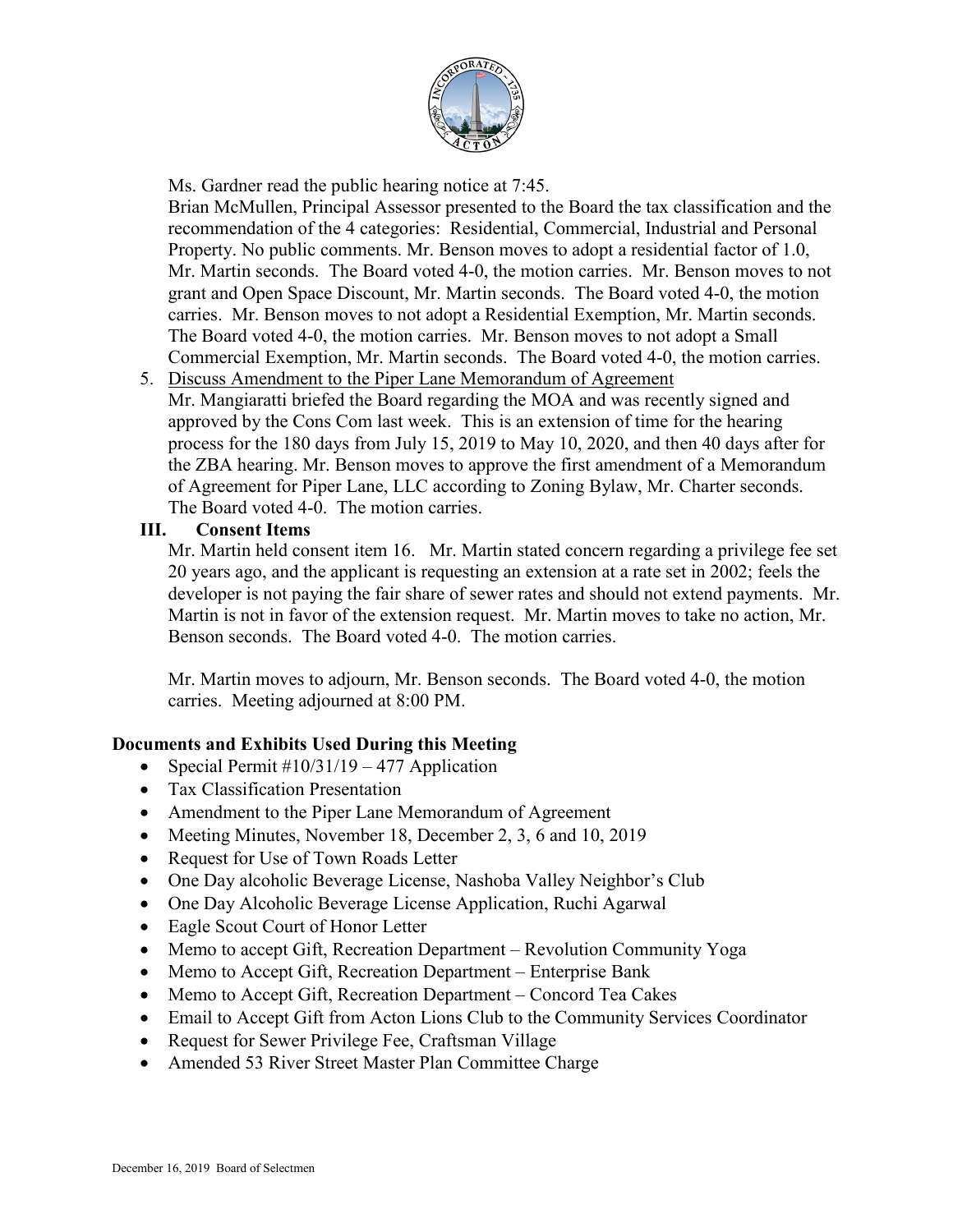Ms. Gardner read the public hearing notice at 7:45.

Brian McMullen, Principal Assessor presented to the Board the tax classification and the recommendation of the 4 categories: Residential, Commercial, Industrial and Personal Property. No public comments. Mr. Benson moves to adopt a residential factor of 1.0, Mr. Martin seconds. The Board voted 4-0, the motion carries. Mr. Benson moves to not grant and Open Space Discount, Mr. Martin seconds. The Board voted 4-0, the motion carries. Mr. Benson moves to not adopt a Residential Exemption, Mr. Martin seconds. The Board voted 4-0, the motion carries. Mr. Benson moves to not adopt a Small Commercial Exemption, Mr. Martin seconds. The Board voted 4-0, the motion carries.

5. Discuss Amendment to the Piper Lane Memorandum of Agreement

   Mr. Mangiaratti briefed the Board regarding the MOA and was recently signed and approved by the Cons Com last week. This is an extension of time for the hearing process for the 180 days from July 15, 2019 to May 10, 2020, and then 40 days after for the ZBA hearing. Mr. Benson moves to approve the first amendment of a Memorandum of Agreement for Piper Lane, LLC according to Zoning Bylaw, Mr. Charter seconds. The Board voted 4-0. The motion carries.

### III. Consent Items

Mr. Martin held consent item 16. Mr. Martin stated concern regarding a privilege fee set 20 years ago, and the applicant is requesting an extension at a rate set in 2002; feels the developer is not paying the fair share of sewer rates and should not extend payments. Mr. Martin is not in favor of the extension request. Mr. Martin moves to take no action, Mr. Benson seconds. The Board voted 4-0. The motion carries.

Mr. Martin moves to adjourn, Mr. Benson seconds. The Board voted 4-0, the motion carries. Meeting adjourned at 8:00 PM.

**Documents and Exhibits Used During this Meeting**

- Special Permit #10/31/19 – 477 Application
- Tax Classification Presentation
- Amendment to the Piper Lane Memorandum of Agreement
- Meeting Minutes, November 18, December 2, 3, 6 and 10, 2019
- Request for Use of Town Roads Letter
- One Day alcoholic Beverage License, Nashoba Valley Neighbor's Club
- One Day Alcoholic Beverage License Application, Ruchi Agarwal
- Eagle Scout Court of Honor Letter
- Memo to accept Gift, Recreation Department – Revolution Community Yoga
- Memo to Accept Gift, Recreation Department – Enterprise Bank
- Memo to Accept Gift, Recreation Department – Concord Tea Cakes
- Email to Accept Gift from Acton Lions Club to the Community Services Coordinator
- Request for Sewer Privilege Fee, Craftsman Village
- Amended 53 River Street Master Plan Committee Charge